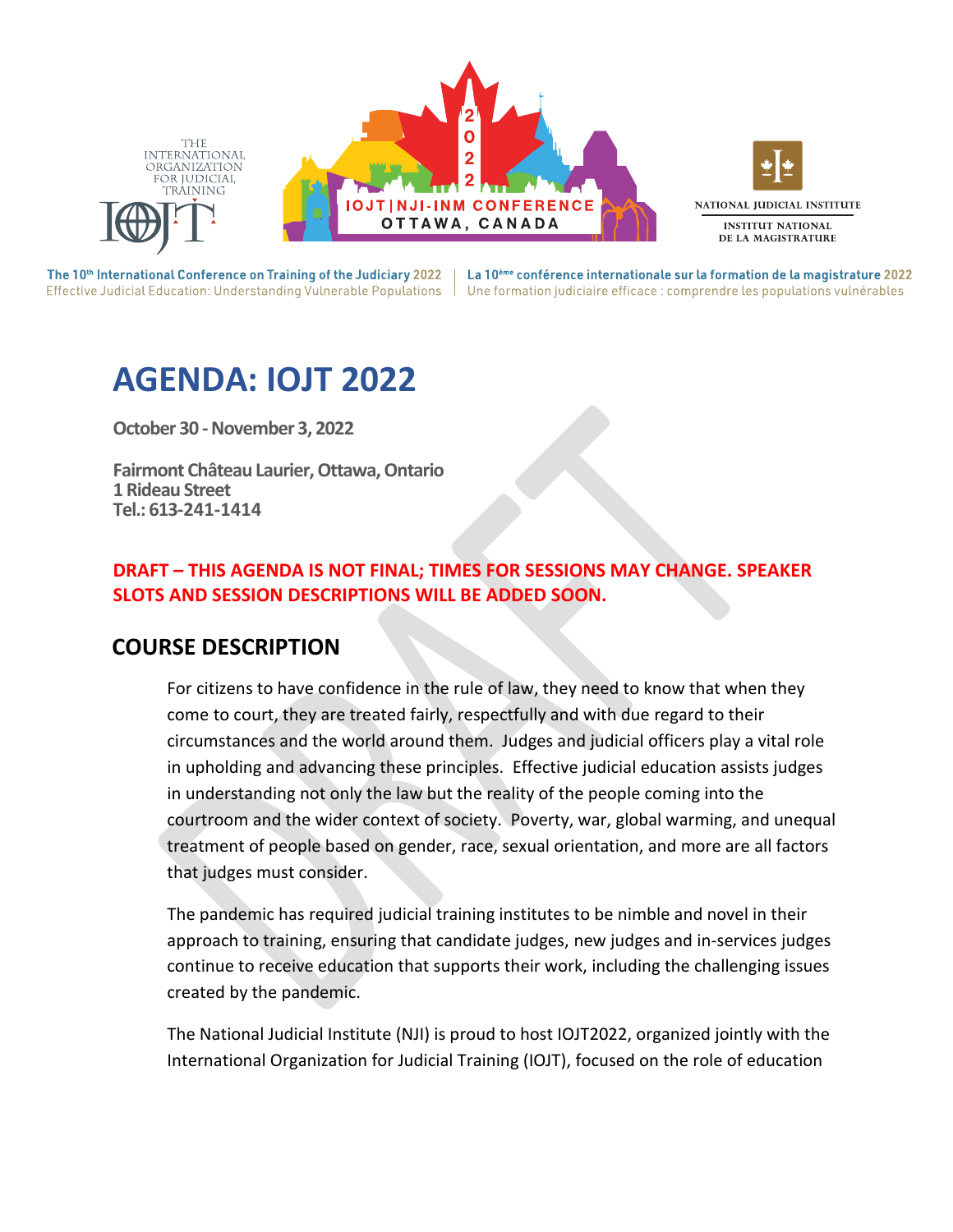THE INTERNATIONAL ORGANIZATION FOR JUDICIAL TRAINING

2022 IOJT | NJI-INM CONFERENCE OTTAWA, CANADA

NATIONAL JUDICIAL INSTITUTE
INSTITUT NATIONAL DE LA MAGISTRATURE

The 10th International Conference on Training of the Judiciary 2022 | La 10ème conférence internationale sur la formation de la magistrature 2022
Effective Judicial Education: Understanding Vulnerable Populations | Une formation judiciaire efficace : comprendre les populations vulnérables

# AGENDA: IOJT 2022

**October 30 - November 3, 2022**

**Fairmont Château Laurier, Ottawa, Ontario**
**1 Rideau Street**
**Tel.: 613-241-1414**

**DRAFT – THIS AGENDA IS NOT FINAL; TIMES FOR SESSIONS MAY CHANGE. SPEAKER SLOTS AND SESSION DESCRIPTIONS WILL BE ADDED SOON.**

## COURSE DESCRIPTION

For citizens to have confidence in the rule of law, they need to know that when they come to court, they are treated fairly, respectfully and with due regard to their circumstances and the world around them. Judges and judicial officers play a vital role in upholding and advancing these principles. Effective judicial education assists judges in understanding not only the law but the reality of the people coming into the courtroom and the wider context of society. Poverty, war, global warming, and unequal treatment of people based on gender, race, sexual orientation, and more are all factors that judges must consider.

The pandemic has required judicial training institutes to be nimble and novel in their approach to training, ensuring that candidate judges, new judges and in-services judges continue to receive education that supports their work, including the challenging issues created by the pandemic.

The National Judicial Institute (NJI) is proud to host IOJT2022, organized jointly with the International Organization for Judicial Training (IOJT), focused on the role of education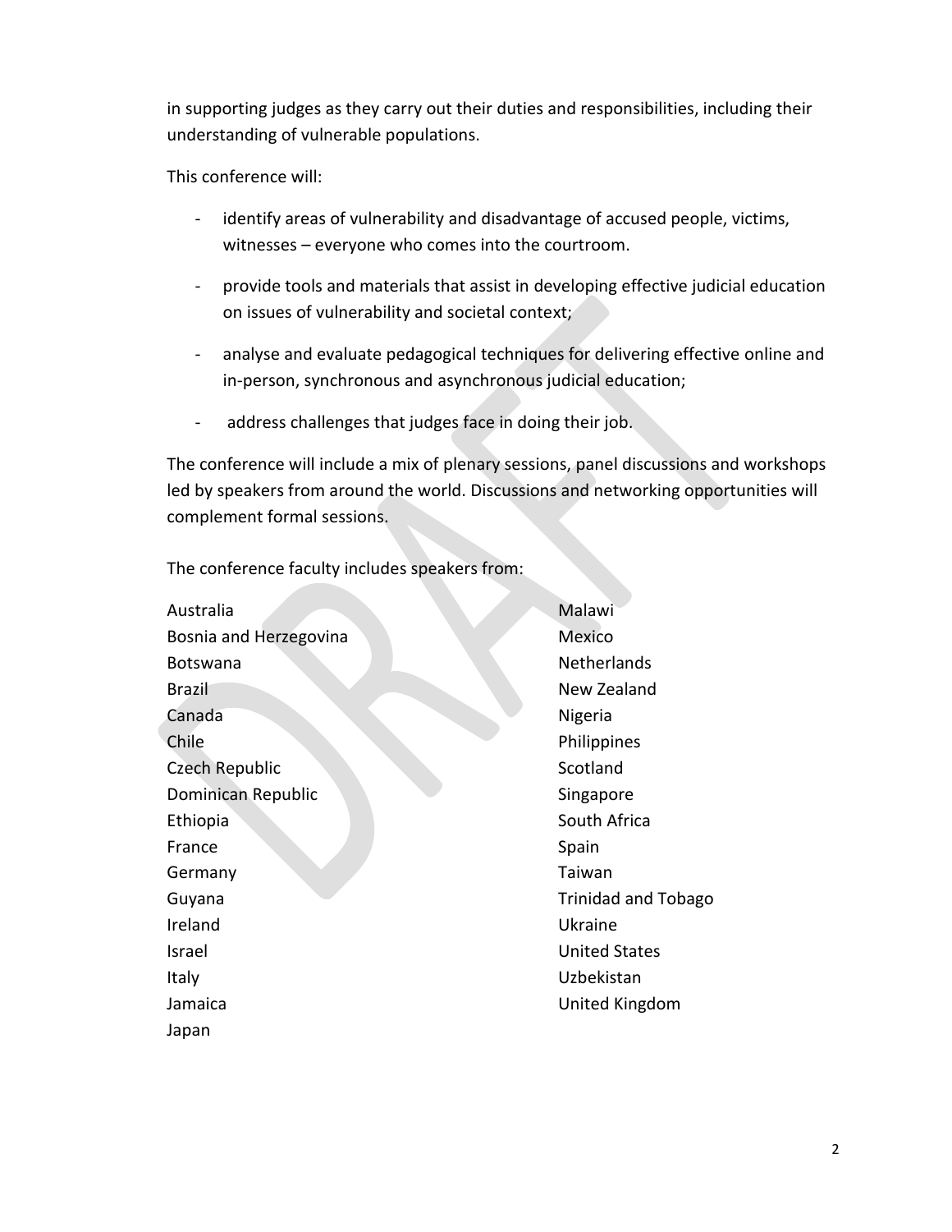in supporting judges as they carry out their duties and responsibilities, including their understanding of vulnerable populations.

This conference will:

- identify areas of vulnerability and disadvantage of accused people, victims, witnesses – everyone who comes into the courtroom.
- provide tools and materials that assist in developing effective judicial education on issues of vulnerability and societal context;
- analyse and evaluate pedagogical techniques for delivering effective online and in-person, synchronous and asynchronous judicial education;
- address challenges that judges face in doing their job.

The conference will include a mix of plenary sessions, panel discussions and workshops led by speakers from around the world. Discussions and networking opportunities will complement formal sessions.

The conference faculty includes speakers from:

Australia
Bosnia and Herzegovina
Botswana
Brazil
Canada
Chile
Czech Republic
Dominican Republic
Ethiopia
France
Germany
Guyana
Ireland
Israel
Italy
Jamaica
Japan
Malawi
Mexico
Netherlands
New Zealand
Nigeria
Philippines
Scotland
Singapore
South Africa
Spain
Taiwan
Trinidad and Tobago
Ukraine
United States
Uzbekistan
United Kingdom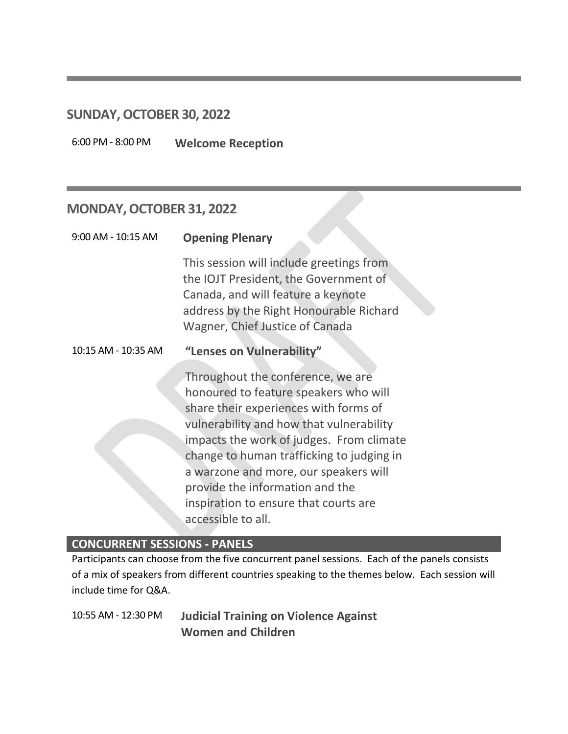## SUNDAY, OCTOBER 30, 2022

6:00 PM - 8:00 PM **Welcome Reception**

## MONDAY, OCTOBER 31, 2022

9:00 AM - 10:15 AM **Opening Plenary**

This session will include greetings from the IOJT President, the Government of Canada, and will feature a keynote address by the Right Honourable Richard Wagner, Chief Justice of Canada

10:15 AM - 10:35 AM **"Lenses on Vulnerability"**

Throughout the conference, we are honoured to feature speakers who will share their experiences with forms of vulnerability and how that vulnerability impacts the work of judges. From climate change to human trafficking to judging in a warzone and more, our speakers will provide the information and the inspiration to ensure that courts are accessible to all.

### CONCURRENT SESSIONS - PANELS

Participants can choose from the five concurrent panel sessions. Each of the panels consists of a mix of speakers from different countries speaking to the themes below. Each session will include time for Q&A.

10:55 AM - 12:30 PM **Judicial Training on Violence Against Women and Children**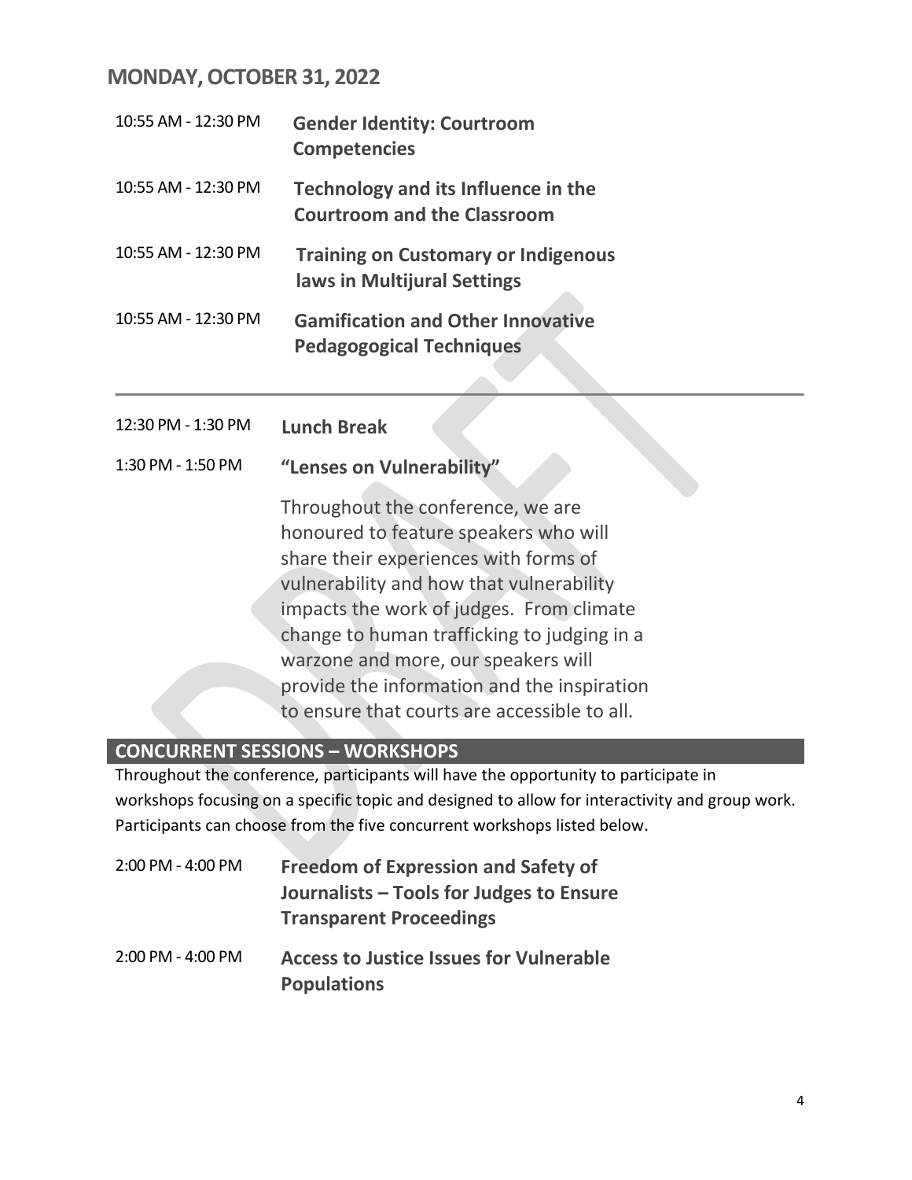## MONDAY, OCTOBER 31, 2022

10:55 AM - 12:30 PM **Gender Identity: Courtroom Competencies**

10:55 AM - 12:30 PM **Technology and its Influence in the Courtroom and the Classroom**

10:55 AM - 12:30 PM **Training on Customary or Indigenous laws in Multijural Settings**

10:55 AM - 12:30 PM **Gamification and Other Innovative Pedagogogical Techniques**

---

12:30 PM - 1:30 PM **Lunch Break**

1:30 PM - 1:50 PM **"Lenses on Vulnerability"**

Throughout the conference, we are honoured to feature speakers who will share their experiences with forms of vulnerability and how that vulnerability impacts the work of judges. From climate change to human trafficking to judging in a warzone and more, our speakers will provide the information and the inspiration to ensure that courts are accessible to all.

### CONCURRENT SESSIONS – WORKSHOPS

Throughout the conference, participants will have the opportunity to participate in workshops focusing on a specific topic and designed to allow for interactivity and group work. Participants can choose from the five concurrent workshops listed below.

2:00 PM - 4:00 PM **Freedom of Expression and Safety of Journalists – Tools for Judges to Ensure Transparent Proceedings**

2:00 PM - 4:00 PM **Access to Justice Issues for Vulnerable Populations**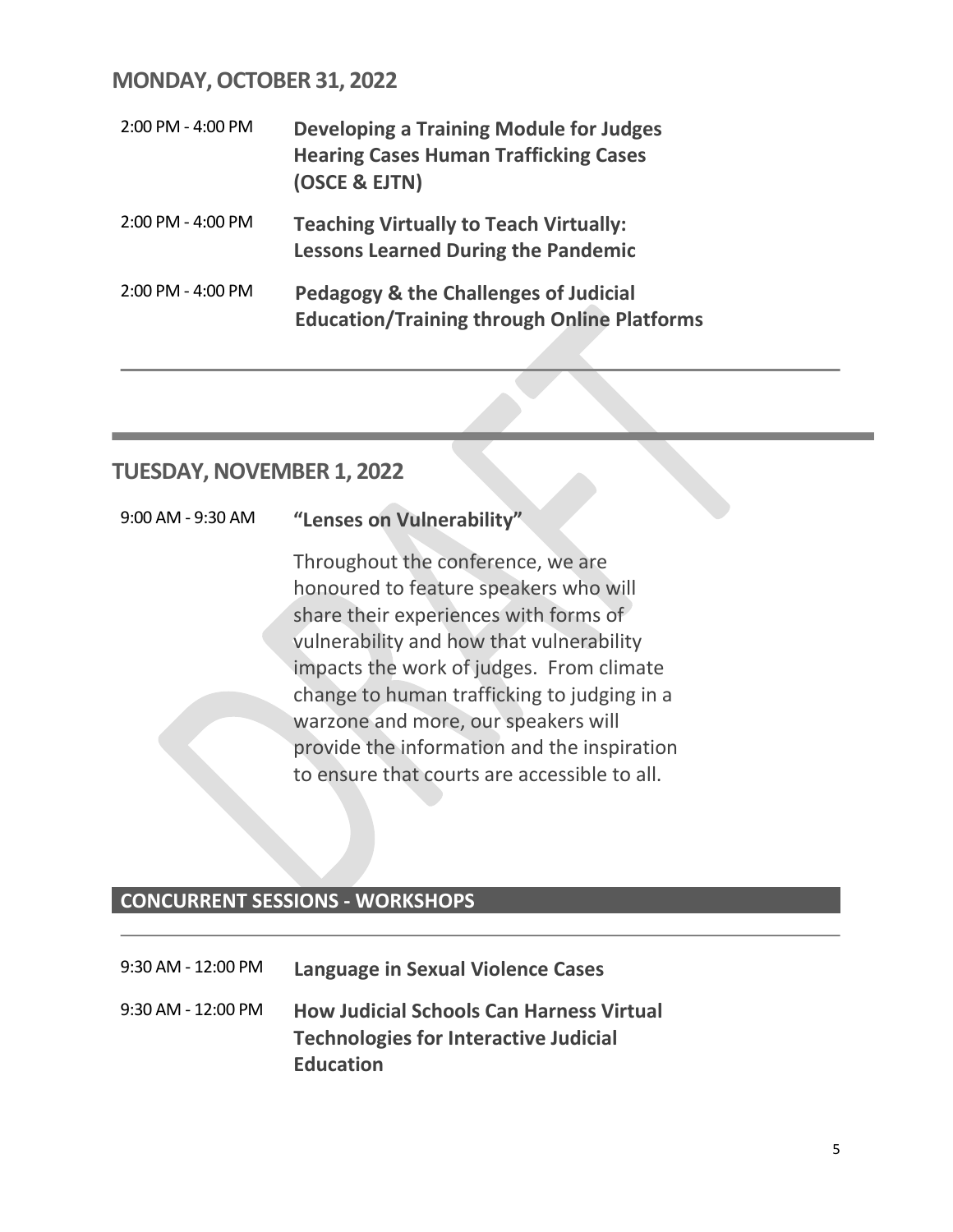## MONDAY, OCTOBER 31, 2022

2:00 PM - 4:00 PM **Developing a Training Module for Judges Hearing Cases Human Trafficking Cases (OSCE & EJTN)**

2:00 PM - 4:00 PM **Teaching Virtually to Teach Virtually: Lessons Learned During the Pandemic**

2:00 PM - 4:00 PM **Pedagogy & the Challenges of Judicial Education/Training through Online Platforms**

---

## TUESDAY, NOVEMBER 1, 2022

9:00 AM - 9:30 AM **"Lenses on Vulnerability"**

Throughout the conference, we are honoured to feature speakers who will share their experiences with forms of vulnerability and how that vulnerability impacts the work of judges. From climate change to human trafficking to judging in a warzone and more, our speakers will provide the information and the inspiration to ensure that courts are accessible to all.

### CONCURRENT SESSIONS - WORKSHOPS

9:30 AM - 12:00 PM **Language in Sexual Violence Cases**

9:30 AM - 12:00 PM **How Judicial Schools Can Harness Virtual Technologies for Interactive Judicial Education**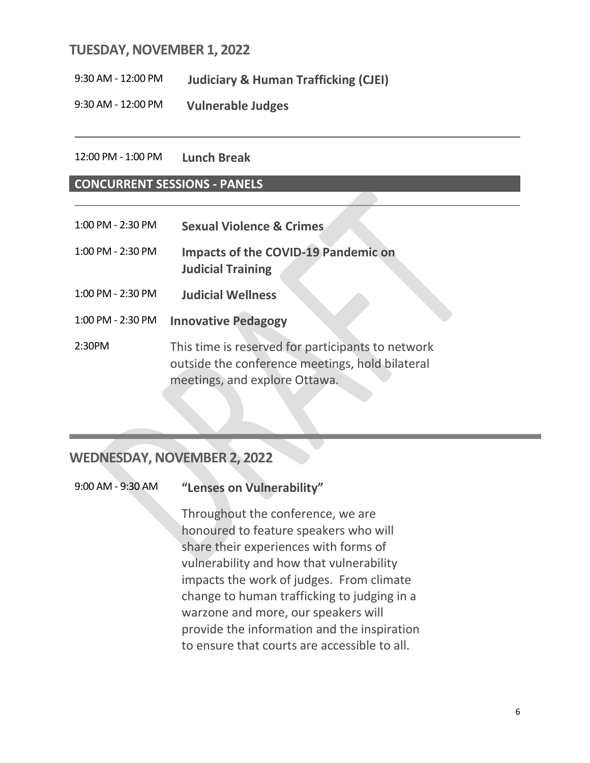## TUESDAY, NOVEMBER 1, 2022

| | |
|---|---|
| 9:30 AM - 12:00 PM | **Judiciary & Human Trafficking (CJEI)** |
| 9:30 AM - 12:00 PM | **Vulnerable Judges** |
| 12:00 PM - 1:00 PM | **Lunch Break** |

### CONCURRENT SESSIONS - PANELS

| | |
|---|---|
| 1:00 PM - 2:30 PM | **Sexual Violence & Crimes** |
| 1:00 PM - 2:30 PM | **Impacts of the COVID-19 Pandemic on Judicial Training** |
| 1:00 PM - 2:30 PM | **Judicial Wellness** |
| 1:00 PM - 2:30 PM | **Innovative Pedagogy** |
| 2:30PM | This time is reserved for participants to network outside the conference meetings, hold bilateral meetings, and explore Ottawa. |

## WEDNESDAY, NOVEMBER 2, 2022

9:00 AM - 9:30 AM **"Lenses on Vulnerability"**

Throughout the conference, we are honoured to feature speakers who will share their experiences with forms of vulnerability and how that vulnerability impacts the work of judges. From climate change to human trafficking to judging in a warzone and more, our speakers will provide the information and the inspiration to ensure that courts are accessible to all.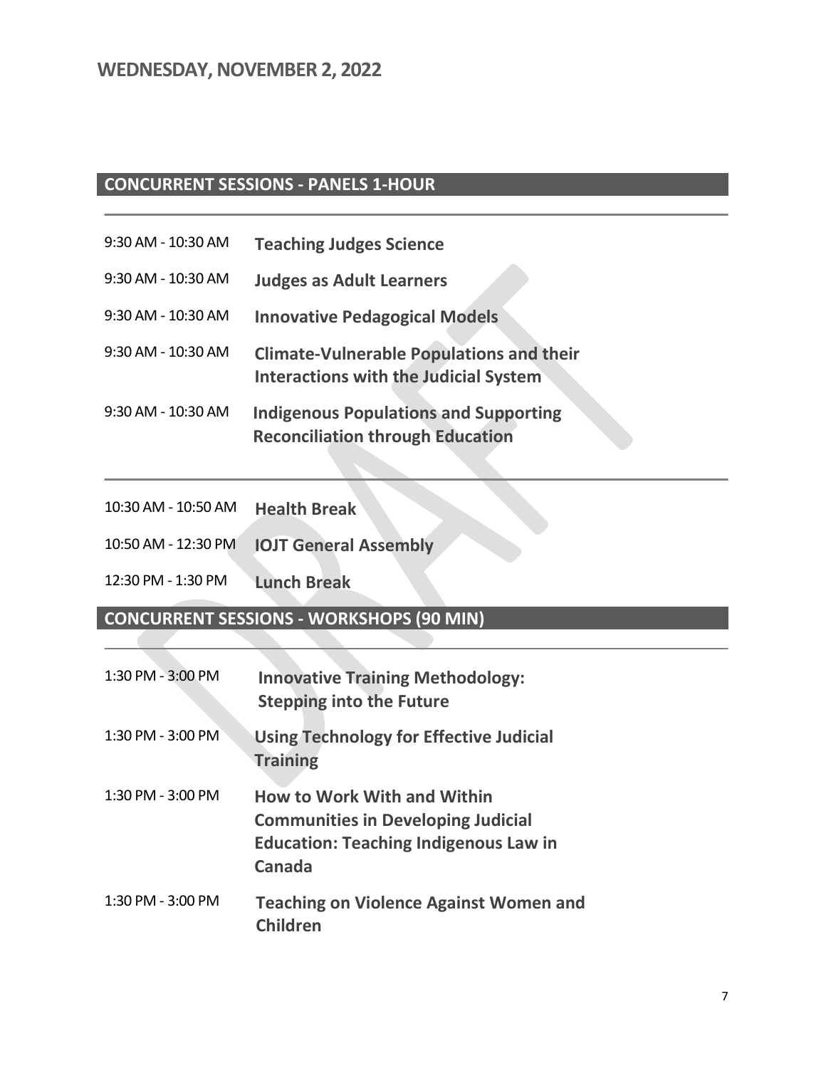## WEDNESDAY, NOVEMBER 2, 2022

### CONCURRENT SESSIONS - PANELS 1-HOUR

| | |
|---|---|
| 9:30 AM - 10:30 AM | **Teaching Judges Science** |
| 9:30 AM - 10:30 AM | **Judges as Adult Learners** |
| 9:30 AM - 10:30 AM | **Innovative Pedagogical Models** |
| 9:30 AM - 10:30 AM | **Climate-Vulnerable Populations and their Interactions with the Judicial System** |
| 9:30 AM - 10:30 AM | **Indigenous Populations and Supporting Reconciliation through Education** |

| | |
|---|---|
| 10:30 AM - 10:50 AM | **Health Break** |
| 10:50 AM - 12:30 PM | **IOJT General Assembly** |
| 12:30 PM - 1:30 PM | **Lunch Break** |

### CONCURRENT SESSIONS - WORKSHOPS (90 MIN)

| | |
|---|---|
| 1:30 PM - 3:00 PM | **Innovative Training Methodology: Stepping into the Future** |
| 1:30 PM - 3:00 PM | **Using Technology for Effective Judicial Training** |
| 1:30 PM - 3:00 PM | **How to Work With and Within Communities in Developing Judicial Education: Teaching Indigenous Law in Canada** |
| 1:30 PM - 3:00 PM | **Teaching on Violence Against Women and Children** |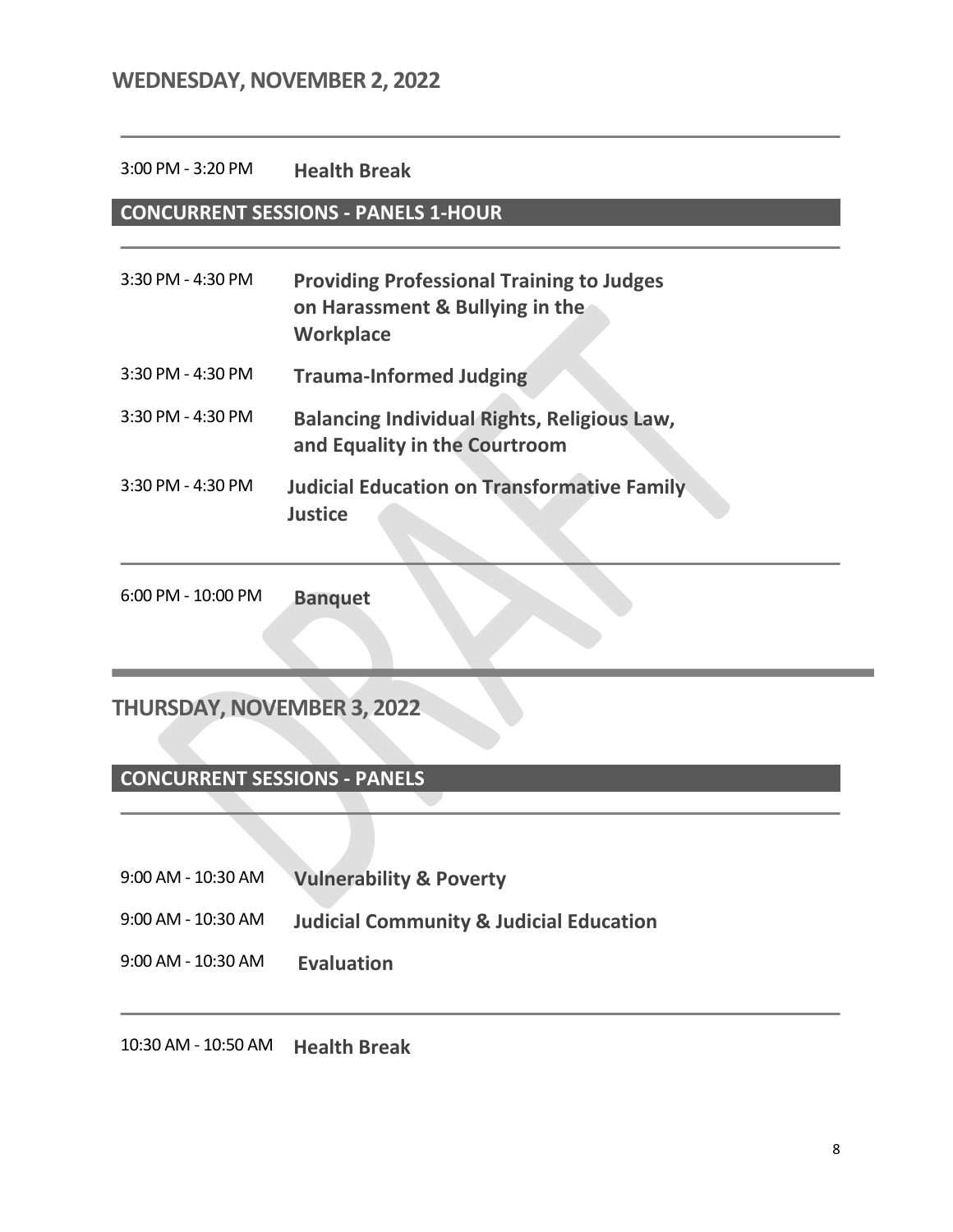## WEDNESDAY, NOVEMBER 2, 2022

3:00 PM - 3:20 PM **Health Break**

### CONCURRENT SESSIONS - PANELS 1-HOUR

3:30 PM - 4:30 PM **Providing Professional Training to Judges on Harassment & Bullying in the Workplace**

3:30 PM - 4:30 PM **Trauma-Informed Judging**

3:30 PM - 4:30 PM **Balancing Individual Rights, Religious Law, and Equality in the Courtroom**

3:30 PM - 4:30 PM **Judicial Education on Transformative Family Justice**

6:00 PM - 10:00 PM **Banquet**

## THURSDAY, NOVEMBER 3, 2022

### CONCURRENT SESSIONS - PANELS

9:00 AM - 10:30 AM **Vulnerability & Poverty**

9:00 AM - 10:30 AM **Judicial Community & Judicial Education**

9:00 AM - 10:30 AM **Evaluation**

10:30 AM - 10:50 AM **Health Break**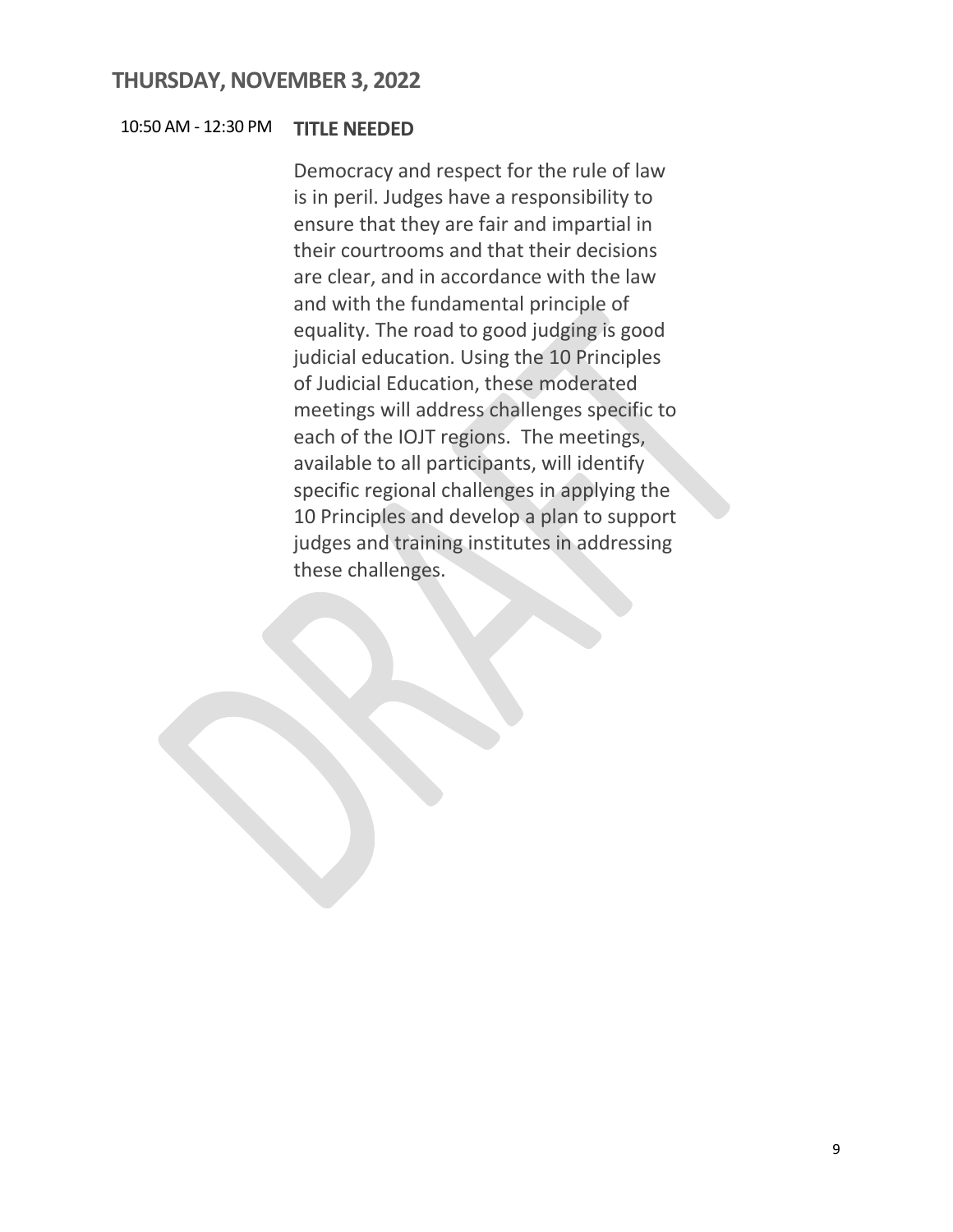## THURSDAY, NOVEMBER 3, 2022

10:50 AM - 12:30 PM **TITLE NEEDED**

Democracy and respect for the rule of law is in peril. Judges have a responsibility to ensure that they are fair and impartial in their courtrooms and that their decisions are clear, and in accordance with the law and with the fundamental principle of equality. The road to good judging is good judicial education. Using the 10 Principles of Judicial Education, these moderated meetings will address challenges specific to each of the IOJT regions. The meetings, available to all participants, will identify specific regional challenges in applying the 10 Principles and develop a plan to support judges and training institutes in addressing these challenges.